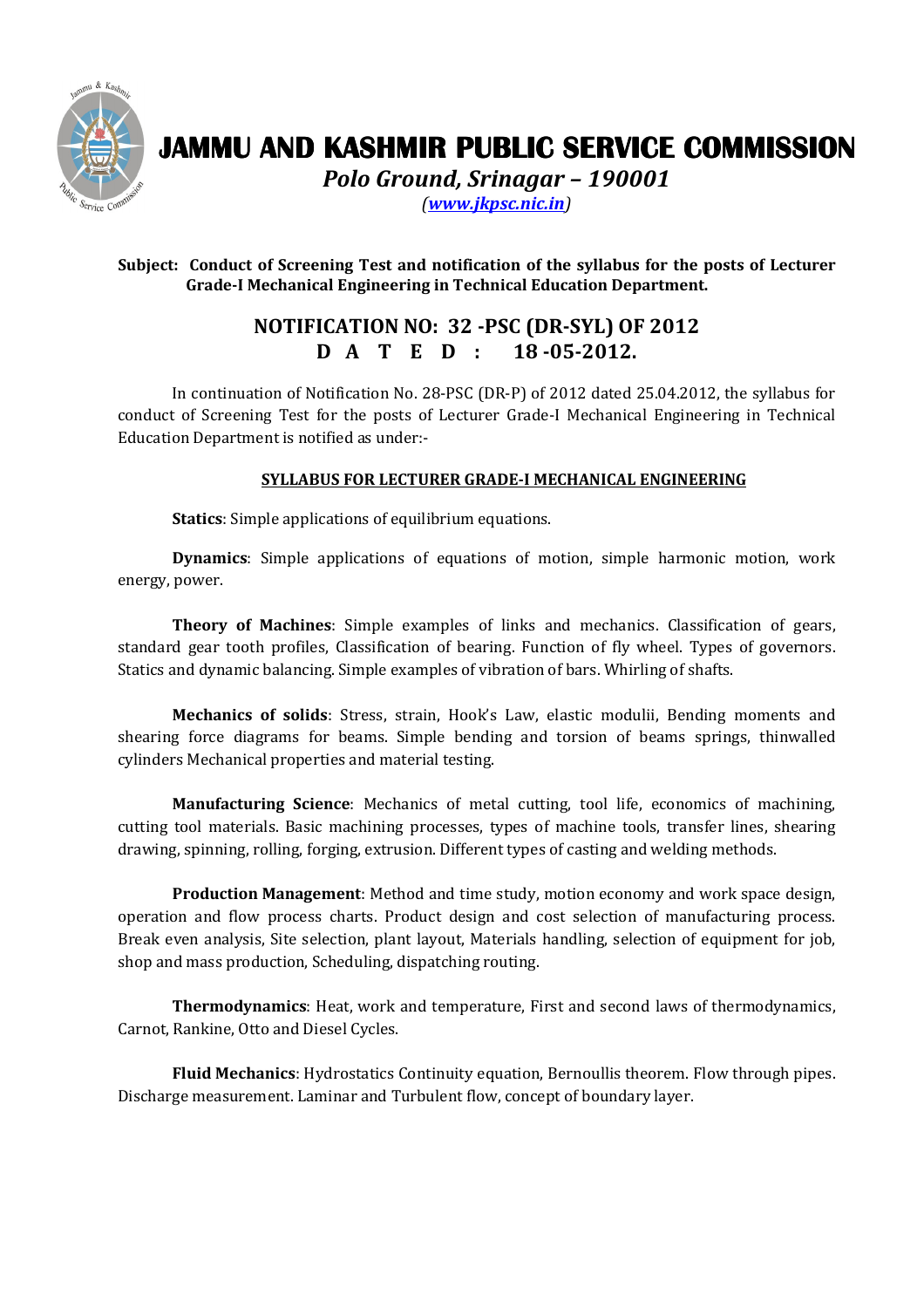# JAMMU AND KASHMIR PUBLIC SERVICE COMMISSION

*Polo Ground, Srinagar – 190001*

*(www.jkpsc.nic.in)*

**Subject: Conduct of Screening Test and notification of the syllabus for the posts of Lecturer Grade-I Mechanical Engineering in Technical Education Department.**

## NOTIFICATION NO: 32 -PSC (DR-SYL) OF 2012
## D A T E D : 18 -05-2012.

In continuation of Notification No. 28-PSC (DR-P) of 2012 dated 25.04.2012, the syllabus for conduct of Screening Test for the posts of Lecturer Grade-I Mechanical Engineering in Technical Education Department is notified as under:-

### SYLLABUS FOR LECTURER GRADE-I MECHANICAL ENGINEERING

**Statics**: Simple applications of equilibrium equations.

**Dynamics**: Simple applications of equations of motion, simple harmonic motion, work energy, power.

**Theory of Machines**: Simple examples of links and mechanics. Classification of gears, standard gear tooth profiles, Classification of bearing. Function of fly wheel. Types of governors. Statics and dynamic balancing. Simple examples of vibration of bars. Whirling of shafts.

**Mechanics of solids**: Stress, strain, Hook's Law, elastic modulii, Bending moments and shearing force diagrams for beams. Simple bending and torsion of beams springs, thinwalled cylinders Mechanical properties and material testing.

**Manufacturing Science**: Mechanics of metal cutting, tool life, economics of machining, cutting tool materials. Basic machining processes, types of machine tools, transfer lines, shearing drawing, spinning, rolling, forging, extrusion. Different types of casting and welding methods.

**Production Management**: Method and time study, motion economy and work space design, operation and flow process charts. Product design and cost selection of manufacturing process. Break even analysis, Site selection, plant layout, Materials handling, selection of equipment for job, shop and mass production, Scheduling, dispatching routing.

**Thermodynamics**: Heat, work and temperature, First and second laws of thermodynamics, Carnot, Rankine, Otto and Diesel Cycles.

**Fluid Mechanics**: Hydrostatics Continuity equation, Bernoullis theorem. Flow through pipes. Discharge measurement. Laminar and Turbulent flow, concept of boundary layer.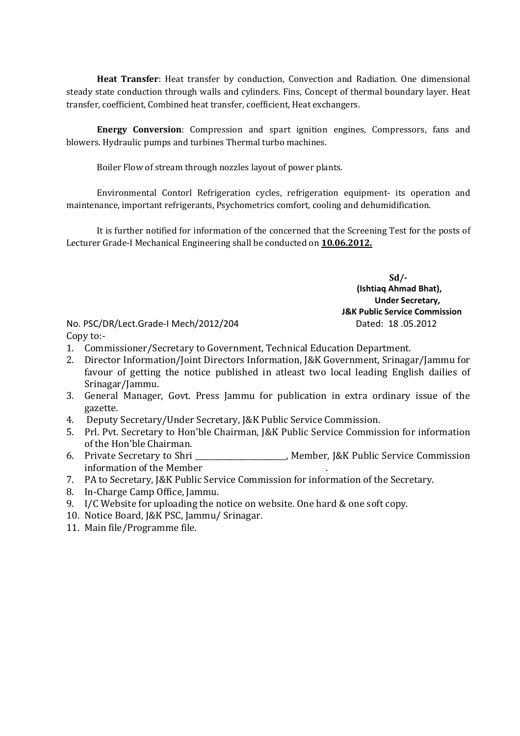**Heat Transfer**: Heat transfer by conduction, Convection and Radiation. One dimensional steady state conduction through walls and cylinders. Fins, Concept of thermal boundary layer. Heat transfer, coefficient, Combined heat transfer, coefficient, Heat exchangers.

**Energy Conversion**: Compression and spart ignition engines, Compressors, fans and blowers. Hydraulic pumps and turbines Thermal turbo machines.

Boiler Flow of stream through nozzles layout of power plants.

Environmental Contorl Refrigeration cycles, refrigeration equipment- its operation and maintenance, important refrigerants, Psychometrics comfort, cooling and dehumidification.

It is further notified for information of the concerned that the Screening Test for the posts of Lecturer Grade-I Mechanical Engineering shall be conducted on **10.06.2012.**

**Sd/-**
**(Ishtiaq Ahmad Bhat),**
**Under Secretary,**
**J&K Public Service Commission**

No. PSC/DR/Lect.Grade-I Mech/2012/204 Dated: 18 .05.2012

Copy to:-

1. Commissioner/Secretary to Government, Technical Education Department.
2. Director Information/Joint Directors Information, J&K Government, Srinagar/Jammu for favour of getting the notice published in atleast two local leading English dailies of Srinagar/Jammu.
3. General Manager, Govt. Press Jammu for publication in extra ordinary issue of the gazette.
4. Deputy Secretary/Under Secretary, J&K Public Service Commission.
5. Prl. Pvt. Secretary to Hon'ble Chairman, J&K Public Service Commission for information of the Hon'ble Chairman.
6. Private Secretary to Shri ______________________, Member, J&K Public Service Commission information of the Member .
7. PA to Secretary, J&K Public Service Commission for information of the Secretary.
8. In-Charge Camp Office, Jammu.
9. I/C Website for uploading the notice on website. One hard & one soft copy.
10. Notice Board, J&K PSC, Jammu/ Srinagar.
11. Main file/Programme file.